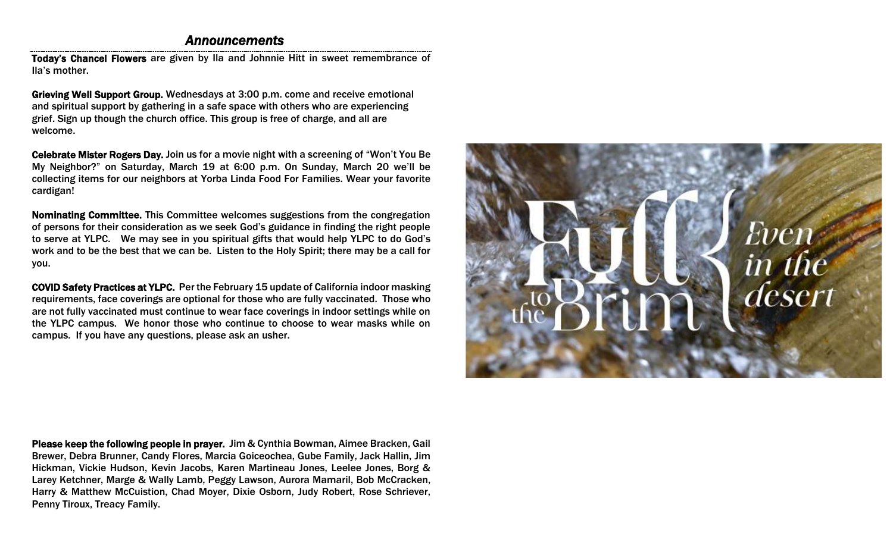## *Announcements*

**Today's Chancel Flowers** are given by Ila and Johnnie Hitt in sweet remembrance of Ila's mother.

**Grieving Well Support Group.** Wednesdays at 3:00 p.m. come and receive emotional and spiritual support by gathering in a safe space with others who are experiencing grief. Sign up though the church office. This group is free of charge, and all are welcome.

**Celebrate Mister Rogers Day.** Join us for a movie night with a screening of "Won't You Be My Neighbor?" on Saturday, March 19 at 6:00 p.m. On Sunday, March 20 we'll be collecting items for our neighbors at Yorba Linda Food For Families. Wear your favorite cardigan!

**Nominating Committee.** This Committee welcomes suggestions from the congregation of persons for their consideration as we seek God's guidance in finding the right people to serve at YLPC. We may see in you spiritual gifts that would help YLPC to do God's work and to be the best that we can be. Listen to the Holy Spirit; there may be a call for you.

**COVID Safety Practices at YLPC.** Per the February 15 update of California indoor masking requirements, face coverings are optional for those who are fully vaccinated. Those who are not fully vaccinated must continue to wear face coverings in indoor settings while on the YLPC campus. We honor those who continue to choose to wear masks while on campus. If you have any questions, please ask an usher.

**Please keep the following people in prayer.** Jim & Cynthia Bowman, Aimee Bracken, Gail Brewer, Debra Brunner, Candy Flores, Marcia Goiceochea, Gube Family, Jack Hallin, Jim Hickman, Vickie Hudson, Kevin Jacobs, Karen Martineau Jones, Leelee Jones, Borg & Larey Ketchner, Marge & Wally Lamb, Peggy Lawson, Aurora Mamaril, Bob McCracken, Harry & Matthew McCuistion, Chad Moyer, Dixie Osborn, Judy Robert, Rose Schriever, Penny Tiroux, Treacy Family.

Full to the Brim { *Even in the desert*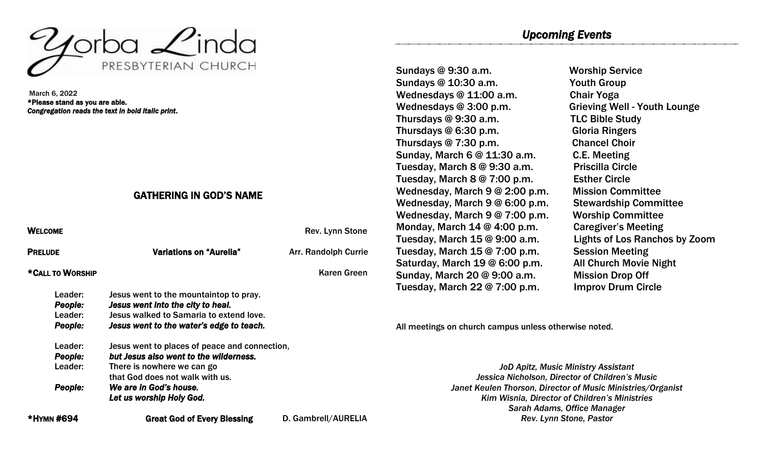# Yorba Linda
PRESBYTERIAN CHURCH

March 6, 2022

**\*Please stand as you are able.**

***Congregation reads the text in bold italic print.***

## GATHERING IN GOD'S NAME

**WELCOME** Rev. Lynn Stone

**PRELUDE** **Variations on "Aurelia"** Arr. Randolph Currie

**\*CALL TO WORSHIP** Karen Green

Leader: Jesus went to the mountaintop to pray.
***People: Jesus went into the city to heal.***
Leader: Jesus walked to Samaria to extend love.
***People: Jesus went to the water's edge to teach.***

Leader: Jesus went to places of peace and connection,
***People: but Jesus also went to the wilderness.***
Leader: There is nowhere we can go
that God does not walk with us.
***People: We are in God's house.***
***Let us worship Holy God.***

**\*HYMN #694** **Great God of Every Blessing** D. Gambrell/AURELIA

## *Upcoming Events*

| | |
|---|---|
| Sundays @ 9:30 a.m. | Worship Service |
| Sundays @ 10:30 a.m. | Youth Group |
| Wednesdays @ 11:00 a.m. | Chair Yoga |
| Wednesdays @ 3:00 p.m. | Grieving Well - Youth Lounge |
| Thursdays @ 9:30 a.m. | TLC Bible Study |
| Thursdays @ 6:30 p.m. | Gloria Ringers |
| Thursdays @ 7:30 p.m. | Chancel Choir |
| Sunday, March 6 @ 11:30 a.m. | C.E. Meeting |
| Tuesday, March 8 @ 9:30 a.m. | Priscilla Circle |
| Tuesday, March 8 @ 7:00 p.m. | Esther Circle |
| Wednesday, March 9 @ 2:00 p.m. | Mission Committee |
| Wednesday, March 9 @ 6:00 p.m. | Stewardship Committee |
| Wednesday, March 9 @ 7:00 p.m. | Worship Committee |
| Monday, March 14 @ 4:00 p.m. | Caregiver's Meeting |
| Tuesday, March 15 @ 9:00 a.m. | Lights of Los Ranchos by Zoom |
| Tuesday, March 15 @ 7:00 p.m. | Session Meeting |
| Saturday, March 19 @ 6:00 p.m. | All Church Movie Night |
| Sunday, March 20 @ 9:00 a.m. | Mission Drop Off |
| Tuesday, March 22 @ 7:00 p.m. | Improv Drum Circle |

All meetings on church campus unless otherwise noted.

*JoD Apitz, Music Ministry Assistant*
*Jessica Nicholson, Director of Children's Music*
*Janet Keulen Thorson, Director of Music Ministries/Organist*
*Kim Wisnia, Director of Children's Ministries*
*Sarah Adams, Office Manager*
*Rev. Lynn Stone, Pastor*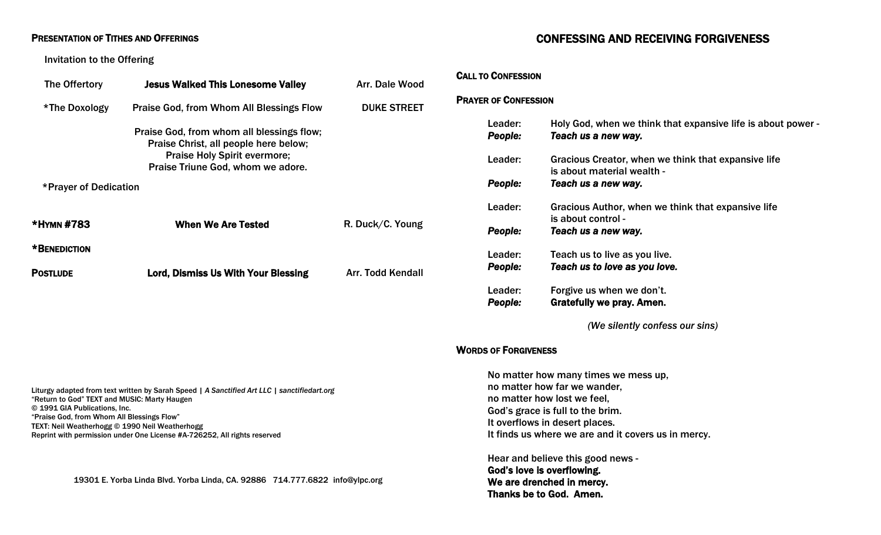### Presentation of Tithes and Offerings

Invitation to the Offering

The Offertory — **Jesus Walked This Lonesome Valley** — Arr. Dale Wood

*The Doxology — Praise God, from Whom All Blessings Flow — DUKE STREET

Praise God, from whom all blessings flow;
Praise Christ, all people here below;
Praise Holy Spirit evermore;
Praise Triune God, whom we adore.

*Prayer of Dedication

### *Hymn #783 — **When We Are Tested** — R. Duck/C. Young

### *Benediction

### Postlude — **Lord, Dismiss Us With Your Blessing** — Arr. Todd Kendall

Liturgy adapted from text written by Sarah Speed | *A Sanctified Art LLC | sanctifiedart.org*
"Return to God" TEXT and MUSIC: Marty Haugen
© 1991 GIA Publications, Inc.
"Praise God, from Whom All Blessings Flow"
TEXT: Neil Weatherhogg © 1990 Neil Weatherhogg
Reprint with permission under One License #A-726252, All rights reserved

19301 E. Yorba Linda Blvd. Yorba Linda, CA. 92886 714.777.6822 info@ylpc.org

## CONFESSING AND RECEIVING FORGIVENESS

### Call to Confession

### Prayer of Confession

Leader: Holy God, when we think that expansive life is about power -
*People:* ***Teach us a new way.***

Leader: Gracious Creator, when we think that expansive life is about material wealth -
*People:* ***Teach us a new way.***

Leader: Gracious Author, when we think that expansive life is about control -
*People:* ***Teach us a new way.***

Leader: Teach us to live as you live.
*People:* ***Teach us to love as you love.***

Leader: Forgive us when we don't.
*People:* **Gratefully we pray. Amen.**

*(We silently confess our sins)*

### Words of Forgiveness

No matter how many times we mess up,
no matter how far we wander,
no matter how lost we feel,
God's grace is full to the brim.
It overflows in desert places.
It finds us where we are and it covers us in mercy.

Hear and believe this good news -
**God's love is overflowing.**
**We are drenched in mercy.**
**Thanks be to God. Amen.**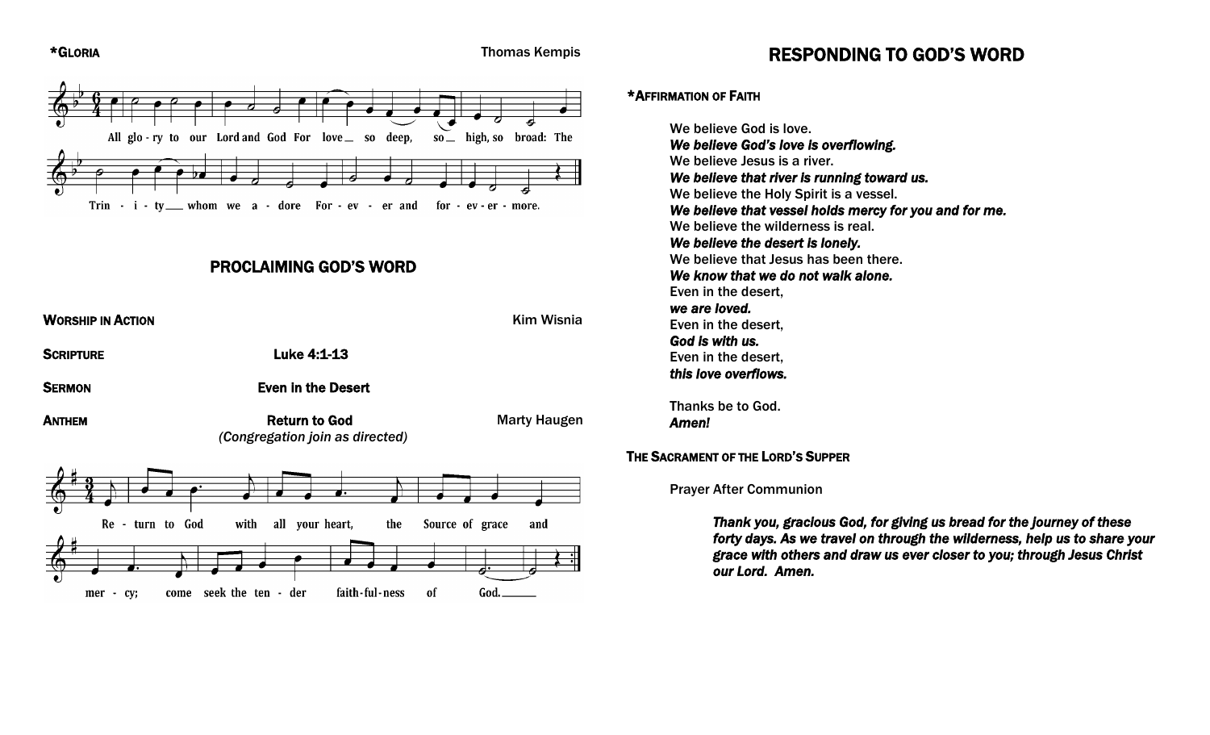**\*GLORIA** Thomas Kempis

All glo - ry to our Lord and God For love so deep, so high, so broad: The Trin - i - ty whom we a - dore For - ev - er and for - ev - er - more.

## PROCLAIMING GOD'S WORD

**WORSHIP IN ACTION** Kim Wisnia

**SCRIPTURE** **Luke 4:1-13**

**SERMON** **Even in the Desert**

**ANTHEM** **Return to God** Marty Haugen
*(Congregation join as directed)*

Re - turn to God with all your heart, the Source of grace and mer - cy; come seek the ten - der faith-ful-ness of God.

## RESPONDING TO GOD'S WORD

**\*AFFIRMATION OF FAITH**

We believe God is love.
***We believe God's love is overflowing.***
We believe Jesus is a river.
***We believe that river is running toward us.***
We believe the Holy Spirit is a vessel.
***We believe that vessel holds mercy for you and for me.***
We believe the wilderness is real.
***We believe the desert is lonely.***
We believe that Jesus has been there.
***We know that we do not walk alone.***
Even in the desert,
***we are loved.***
Even in the desert,
***God is with us.***
Even in the desert,
***this love overflows.***

Thanks be to God.
***Amen!***

**THE SACRAMENT OF THE LORD'S SUPPER**

Prayer After Communion

***Thank you, gracious God, for giving us bread for the journey of these forty days. As we travel on through the wilderness, help us to share your grace with others and draw us ever closer to you; through Jesus Christ our Lord. Amen.***